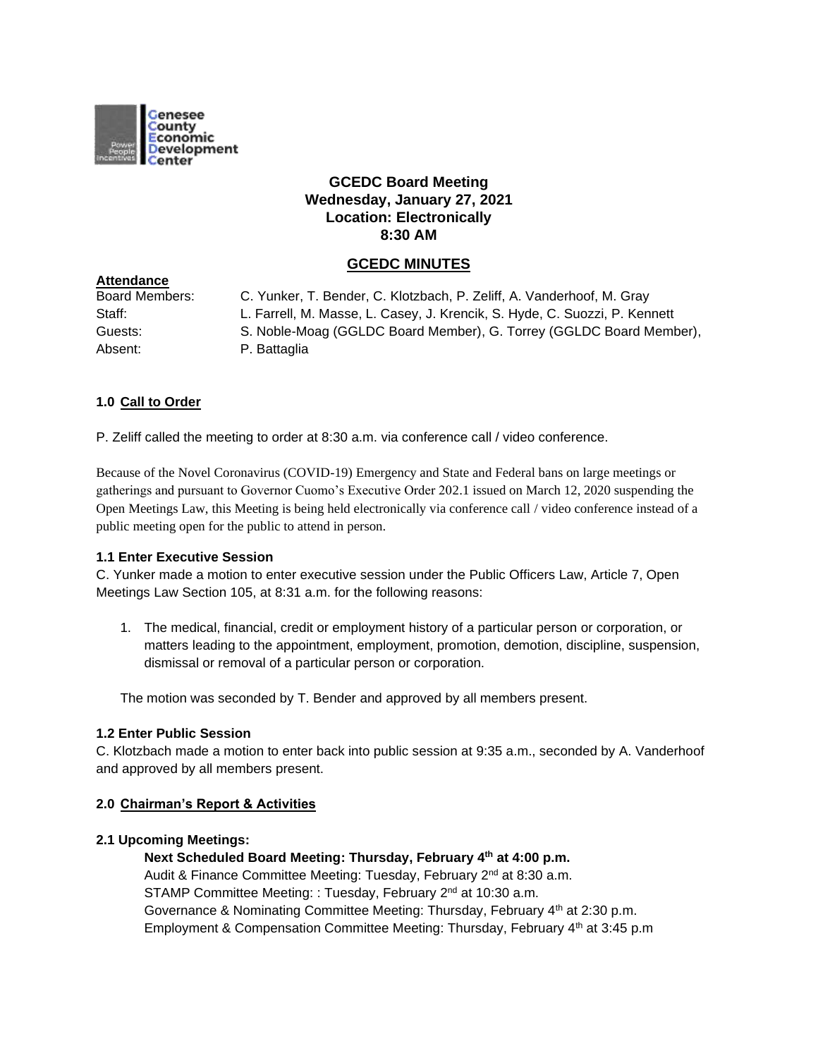Genesee County Economic Development Center

# GCEDC Board Meeting
## Wednesday, January 27, 2021
## Location: Electronically
## 8:30 AM

## GCEDC MINUTES

**Attendance**

Board Members: C. Yunker, T. Bender, C. Klotzbach, P. Zeliff, A. Vanderhoof, M. Gray
Staff: L. Farrell, M. Masse, L. Casey, J. Krencik, S. Hyde, C. Suozzi, P. Kennett
Guests: S. Noble-Moag (GGLDC Board Member), G. Torrey (GGLDC Board Member),
Absent: P. Battaglia

### 1.0 Call to Order

P. Zeliff called the meeting to order at 8:30 a.m. via conference call / video conference.

Because of the Novel Coronavirus (COVID-19) Emergency and State and Federal bans on large meetings or gatherings and pursuant to Governor Cuomo's Executive Order 202.1 issued on March 12, 2020 suspending the Open Meetings Law, this Meeting is being held electronically via conference call / video conference instead of a public meeting open for the public to attend in person.

**1.1 Enter Executive Session**

C. Yunker made a motion to enter executive session under the Public Officers Law, Article 7, Open Meetings Law Section 105, at 8:31 a.m. for the following reasons:

1. The medical, financial, credit or employment history of a particular person or corporation, or matters leading to the appointment, employment, promotion, demotion, discipline, suspension, dismissal or removal of a particular person or corporation.

The motion was seconded by T. Bender and approved by all members present.

**1.2 Enter Public Session**

C. Klotzbach made a motion to enter back into public session at 9:35 a.m., seconded by A. Vanderhoof and approved by all members present.

### 2.0 Chairman's Report & Activities

**2.1 Upcoming Meetings:**

**Next Scheduled Board Meeting: Thursday, February 4th at 4:00 p.m.**
Audit & Finance Committee Meeting: Tuesday, February 2nd at 8:30 a.m.
STAMP Committee Meeting: : Tuesday, February 2nd at 10:30 a.m.
Governance & Nominating Committee Meeting: Thursday, February 4th at 2:30 p.m.
Employment & Compensation Committee Meeting: Thursday, February 4th at 3:45 p.m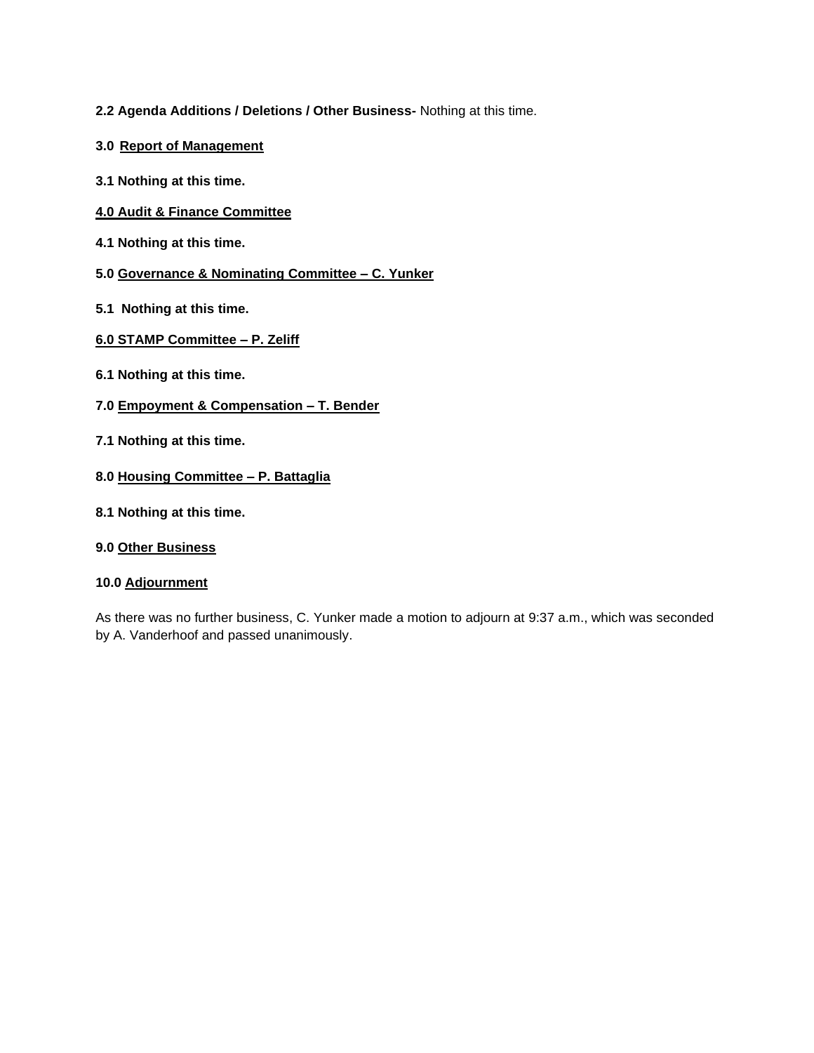**2.2 Agenda Additions / Deletions / Other Business-** Nothing at this time.

**3.0 Report of Management**

**3.1 Nothing at this time.**

**4.0 Audit & Finance Committee**

**4.1 Nothing at this time.**

**5.0 Governance & Nominating Committee – C. Yunker**

**5.1 Nothing at this time.**

**6.0 STAMP Committee – P. Zeliff**

**6.1 Nothing at this time.**

**7.0 Empoyment & Compensation – T. Bender**

**7.1 Nothing at this time.**

**8.0 Housing Committee – P. Battaglia**

**8.1 Nothing at this time.**

**9.0 Other Business**

**10.0 Adjournment**

As there was no further business, C. Yunker made a motion to adjourn at 9:37 a.m., which was seconded by A. Vanderhoof and passed unanimously.